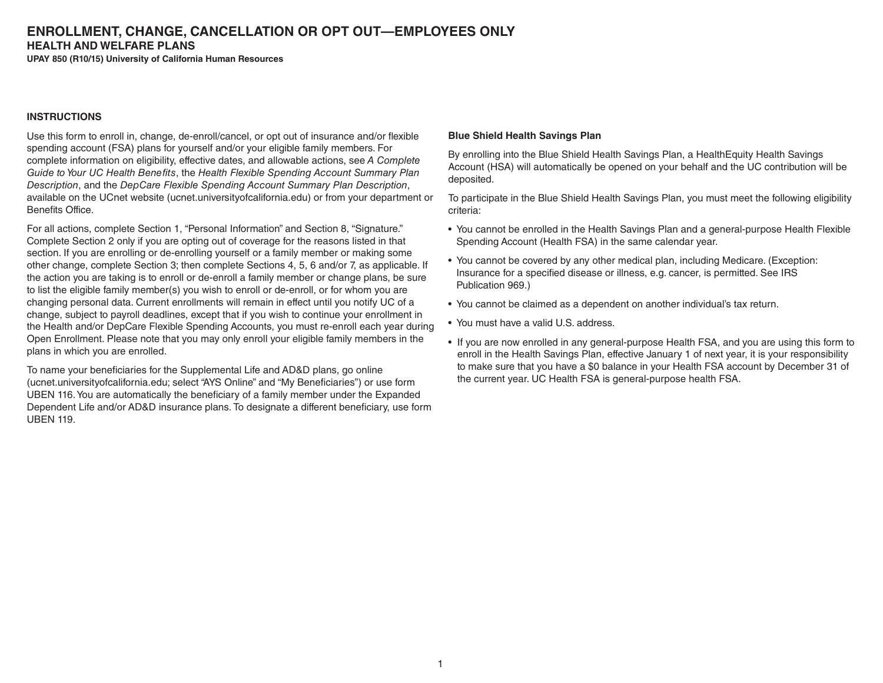# ENROLLMENT, CHANGE, CANCELLATION OR OPT OUT—EMPLOYEES ONLY

## HEALTH AND WELFARE PLANS

**UPAY 850 (R10/15) University of California Human Resources**

### INSTRUCTIONS

Use this form to enroll in, change, de-enroll/cancel, or opt out of insurance and/or flexible spending account (FSA) plans for yourself and/or your eligible family members. For complete information on eligibility, effective dates, and allowable actions, see *A Complete Guide to Your UC Health Benefits*, the *Health Flexible Spending Account Summary Plan Description*, and the *DepCare Flexible Spending Account Summary Plan Description*, available on the UCnet website (ucnet.universityofcalifornia.edu) or from your department or Benefits Office.

For all actions, complete Section 1, "Personal Information" and Section 8, "Signature." Complete Section 2 only if you are opting out of coverage for the reasons listed in that section. If you are enrolling or de-enrolling yourself or a family member or making some other change, complete Section 3; then complete Sections 4, 5, 6 and/or 7, as applicable. If the action you are taking is to enroll or de-enroll a family member or change plans, be sure to list the eligible family member(s) you wish to enroll or de-enroll, or for whom you are changing personal data. Current enrollments will remain in effect until you notify UC of a change, subject to payroll deadlines, except that if you wish to continue your enrollment in the Health and/or DepCare Flexible Spending Accounts, you must re-enroll each year during Open Enrollment. Please note that you may only enroll your eligible family members in the plans in which you are enrolled.

To name your beneficiaries for the Supplemental Life and AD&D plans, go online (ucnet.universityofcalifornia.edu; select "AYS Online" and "My Beneficiaries") or use form UBEN 116. You are automatically the beneficiary of a family member under the Expanded Dependent Life and/or AD&D insurance plans. To designate a different beneficiary, use form UBEN 119.

**Blue Shield Health Savings Plan**

By enrolling into the Blue Shield Health Savings Plan, a HealthEquity Health Savings Account (HSA) will automatically be opened on your behalf and the UC contribution will be deposited.

To participate in the Blue Shield Health Savings Plan, you must meet the following eligibility criteria:

- You cannot be enrolled in the Health Savings Plan and a general-purpose Health Flexible Spending Account (Health FSA) in the same calendar year.
- You cannot be covered by any other medical plan, including Medicare. (Exception: Insurance for a specified disease or illness, e.g. cancer, is permitted. See IRS Publication 969.)
- You cannot be claimed as a dependent on another individual's tax return.
- You must have a valid U.S. address.
- If you are now enrolled in any general-purpose Health FSA, and you are using this form to enroll in the Health Savings Plan, effective January 1 of next year, it is your responsibility to make sure that you have a $0 balance in your Health FSA account by December 31 of the current year. UC Health FSA is general-purpose health FSA.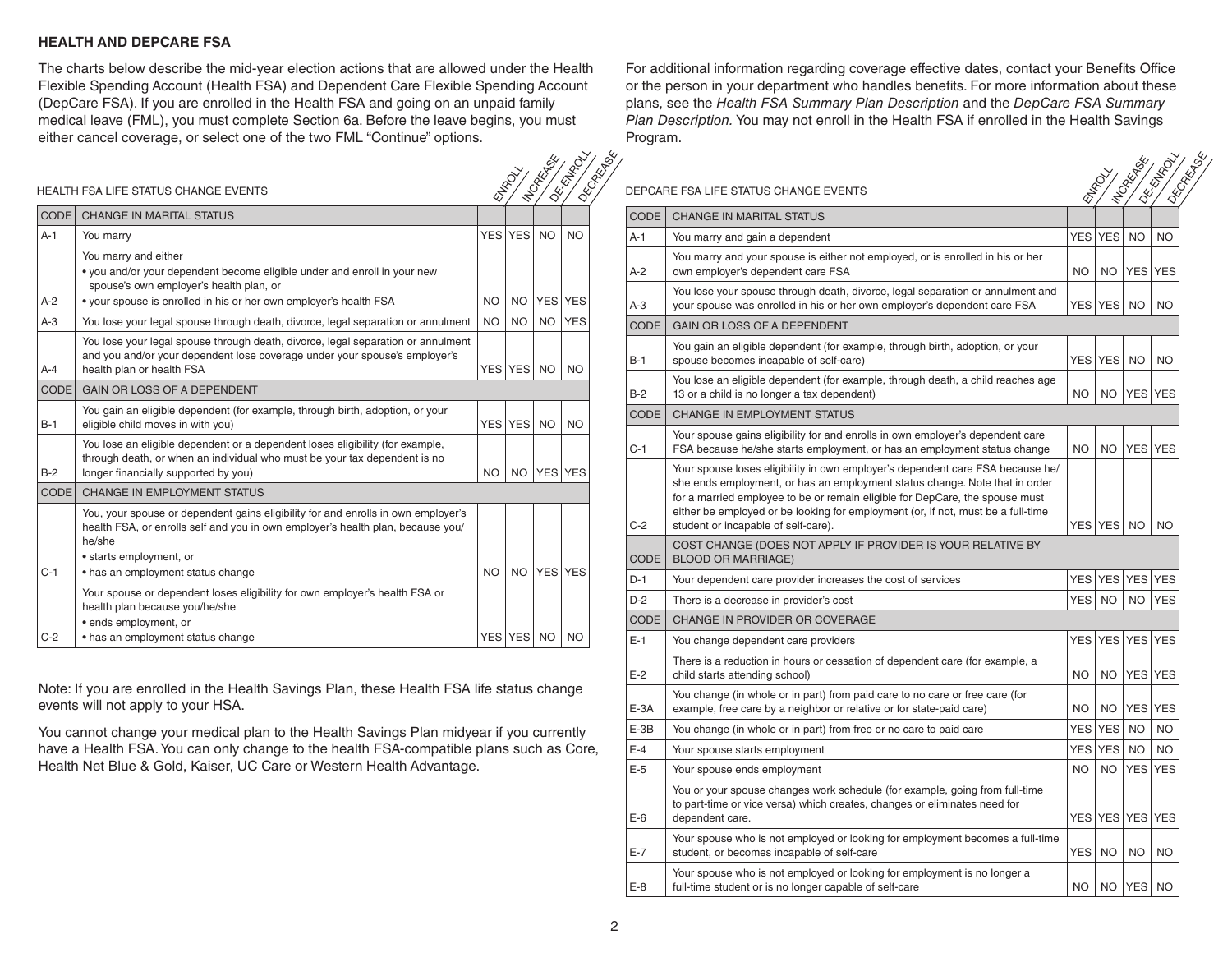## HEALTH AND DEPCARE FSA

The charts below describe the mid-year election actions that are allowed under the Health Flexible Spending Account (Health FSA) and Dependent Care Flexible Spending Account (DepCare FSA). If you are enrolled in the Health FSA and going on an unpaid family medical leave (FML), you must complete Section 6a. Before the leave begins, you must either cancel coverage, or select one of the two FML "Continue" options.

HEALTH FSA LIFE STATUS CHANGE EVENTS

| CODE | CHANGE IN MARITAL STATUS | ENROLL | INCREASE | DE-ENROLL | DECREASE |
|---|---|---|---|---|---|
| A-1 | You marry | YES | YES | NO | NO |
| A-2 | You marry and either<br>• you and/or your dependent become eligible under and enroll in your new spouse's own employer's health plan, or<br>• your spouse is enrolled in his or her own employer's health FSA | NO | NO | YES | YES |
| A-3 | You lose your legal spouse through death, divorce, legal separation or annulment | NO | NO | NO | YES |
| A-4 | You lose your legal spouse through death, divorce, legal separation or annulment and you and/or your dependent lose coverage under your spouse's employer's health plan or health FSA | YES | YES | NO | NO |
| **CODE** | **GAIN OR LOSS OF A DEPENDENT** | | | | |
| B-1 | You gain an eligible dependent (for example, through birth, adoption, or your eligible child moves in with you) | YES | YES | NO | NO |
| B-2 | You lose an eligible dependent or a dependent loses eligibility (for example, through death, or when an individual who must be your tax dependent is no longer financially supported by you) | NO | NO | YES | YES |
| **CODE** | **CHANGE IN EMPLOYMENT STATUS** | | | | |
| C-1 | You, your spouse or dependent gains eligibility for and enrolls in own employer's health FSA, or enrolls self and you in own employer's health plan, because you/he/she<br>• starts employment, or<br>• has an employment status change | NO | NO | YES | YES |
| C-2 | Your spouse or dependent loses eligibility for own employer's health FSA or health plan because you/he/she<br>• ends employment, or<br>• has an employment status change | YES | YES | NO | NO |

Note: If you are enrolled in the Health Savings Plan, these Health FSA life status change events will not apply to your HSA.

You cannot change your medical plan to the Health Savings Plan midyear if you currently have a Health FSA. You can only change to the health FSA-compatible plans such as Core, Health Net Blue & Gold, Kaiser, UC Care or Western Health Advantage.

For additional information regarding coverage effective dates, contact your Benefits Office or the person in your department who handles benefits. For more information about these plans, see the *Health FSA Summary Plan Description* and the *DepCare FSA Summary Plan Description.* You may not enroll in the Health FSA if enrolled in the Health Savings Program.

DEPCARE FSA LIFE STATUS CHANGE EVENTS

| CODE | CHANGE IN MARITAL STATUS | ENROLL | INCREASE | DE-ENROLL | DECREASE |
|---|---|---|---|---|---|
| A-1 | You marry and gain a dependent | YES | YES | NO | NO |
| A-2 | You marry and your spouse is either not employed, or is enrolled in his or her own employer's dependent care FSA | NO | NO | YES | YES |
| A-3 | You lose your spouse through death, divorce, legal separation or annulment and your spouse was enrolled in his or her own employer's dependent care FSA | YES | YES | NO | NO |
| **CODE** | **GAIN OR LOSS OF A DEPENDENT** | | | | |
| B-1 | You gain an eligible dependent (for example, through birth, adoption, or your spouse becomes incapable of self-care) | YES | YES | NO | NO |
| B-2 | You lose an eligible dependent (for example, through death, a child reaches age 13 or a child is no longer a tax dependent) | NO | NO | YES | YES |
| **CODE** | **CHANGE IN EMPLOYMENT STATUS** | | | | |
| C-1 | Your spouse gains eligibility for and enrolls in own employer's dependent care FSA because he/she starts employment, or has an employment status change | NO | NO | YES | YES |
| C-2 | Your spouse loses eligibility in own employer's dependent care FSA because he/she ends employment, or has an employment status change. Note that in order for a married employee to be or remain eligible for DepCare, the spouse must either be employed or be looking for employment (or, if not, must be a full-time student or incapable of self-care). | YES | YES | NO | NO |
| **CODE** | **COST CHANGE (DOES NOT APPLY IF PROVIDER IS YOUR RELATIVE BY BLOOD OR MARRIAGE)** | | | | |
| D-1 | Your dependent care provider increases the cost of services | YES | YES | YES | YES |
| D-2 | There is a decrease in provider's cost | YES | NO | NO | YES |
| **CODE** | **CHANGE IN PROVIDER OR COVERAGE** | | | | |
| E-1 | You change dependent care providers | YES | YES | YES | YES |
| E-2 | There is a reduction in hours or cessation of dependent care (for example, a child starts attending school) | NO | NO | YES | YES |
| E-3A | You change (in whole or in part) from paid care to no care or free care (for example, free care by a neighbor or relative or for state-paid care) | NO | NO | YES | YES |
| E-3B | You change (in whole or in part) from free or no care to paid care | YES | YES | NO | NO |
| E-4 | Your spouse starts employment | YES | YES | NO | NO |
| E-5 | Your spouse ends employment | NO | NO | YES | YES |
| E-6 | You or your spouse changes work schedule (for example, going from full-time to part-time or vice versa) which creates, changes or eliminates need for dependent care. | YES | YES | YES | YES |
| E-7 | Your spouse who is not employed or looking for employment becomes a full-time student, or becomes incapable of self-care | YES | NO | NO | NO |
| E-8 | Your spouse who is not employed or looking for employment is no longer a full-time student or is no longer capable of self-care | NO | NO | YES | NO |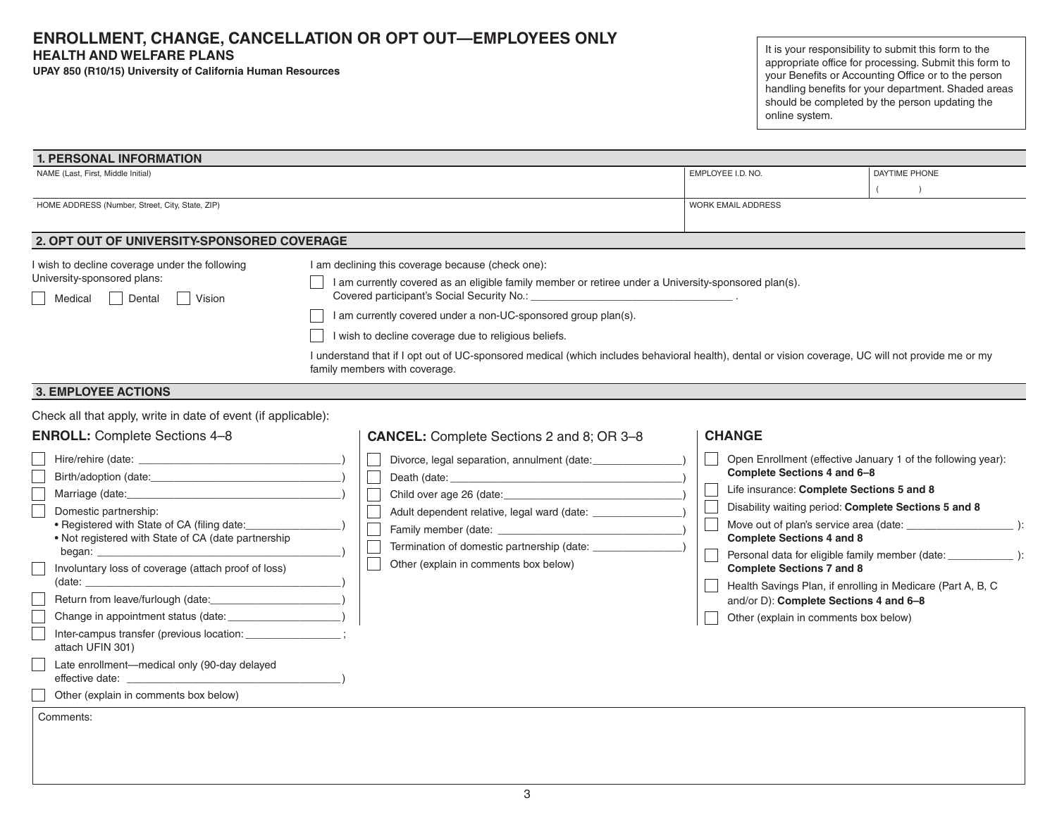# ENROLLMENT, CHANGE, CANCELLATION OR OPT OUT—EMPLOYEES ONLY

## HEALTH AND WELFARE PLANS

**UPAY 850 (R10/15) University of California Human Resources**

It is your responsibility to submit this form to the appropriate office for processing. Submit this form to your Benefits or Accounting Office or to the person handling benefits for your department. Shaded areas should be completed by the person updating the online system.

## 1. PERSONAL INFORMATION

| NAME (Last, First, Middle Initial) | EMPLOYEE I.D. NO. | DAYTIME PHONE |
|---|---|---|
| | | ( ) |
| HOME ADDRESS (Number, Street, City, State, ZIP) | WORK EMAIL ADDRESS | |
| | | |

## 2. OPT OUT OF UNIVERSITY-SPONSORED COVERAGE

I wish to decline coverage under the following University-sponsored plans:

☐ Medical ☐ Dental ☐ Vision

I am declining this coverage because (check one):

☐ I am currently covered as an eligible family member or retiree under a University-sponsored plan(s). Covered participant's Social Security No.: ________________________________ .

☐ I am currently covered under a non-UC-sponsored group plan(s).

☐ I wish to decline coverage due to religious beliefs.

I understand that if I opt out of UC-sponsored medical (which includes behavioral health), dental or vision coverage, UC will not provide me or my family members with coverage.

## 3. EMPLOYEE ACTIONS

Check all that apply, write in date of event (if applicable):

### ENROLL: Complete Sections 4–8

- ☐ Hire/rehire (date: ________________________________)
- ☐ Birth/adoption (date:________________________________)
- ☐ Marriage (date:________________________________)
- ☐ Domestic partnership:
  - Registered with State of CA (filing date:________________)
  - Not registered with State of CA (date partnership began: ________________________________)
- ☐ Involuntary loss of coverage (attach proof of loss) (date: ________________________________)
- ☐ Return from leave/furlough (date:______________________)
- ☐ Change in appointment status (date:___________________)
- ☐ Inter-campus transfer (previous location: ________________ ; attach UFIN 301)
- ☐ Late enrollment—medical only (90-day delayed effective date: ________________________________)
- ☐ Other (explain in comments box below)

### CANCEL: Complete Sections 2 and 8; OR 3–8

- ☐ Divorce, legal separation, annulment (date:_______________)
- ☐ Death (date: ________________________________)
- ☐ Child over age 26 (date:________________________________)
- ☐ Adult dependent relative, legal ward (date: _______________)
- ☐ Family member (date: ________________________________)
- ☐ Termination of domestic partnership (date: _______________)
- ☐ Other (explain in comments box below)

### CHANGE

- ☐ Open Enrollment (effective January 1 of the following year): **Complete Sections 4 and 6–8**
- ☐ Life insurance: **Complete Sections 5 and 8**
- ☐ Disability waiting period: **Complete Sections 5 and 8**
- ☐ Move out of plan's service area (date: __________________ ): **Complete Sections 4 and 8**
- ☐ Personal data for eligible family member (date: ___________ ): **Complete Sections 7 and 8**
- ☐ Health Savings Plan, if enrolling in Medicare (Part A, B, C and/or D): **Complete Sections 4 and 6–8**
- ☐ Other (explain in comments box below)

Comments: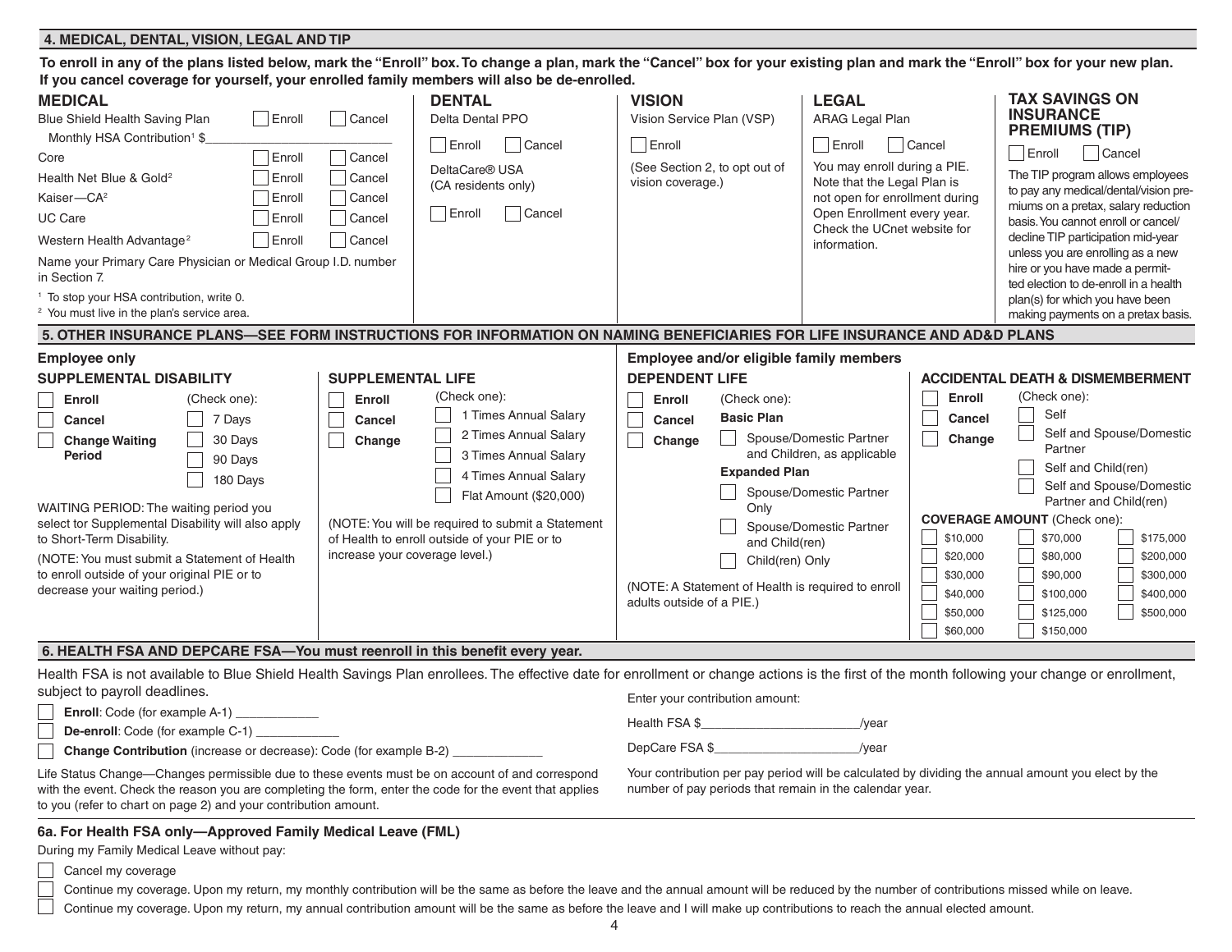## 4. MEDICAL, DENTAL, VISION, LEGAL AND TIP

**To enroll in any of the plans listed below, mark the "Enroll" box. To change a plan, mark the "Cancel" box for your existing plan and mark the "Enroll" box for your new plan. If you cancel coverage for yourself, your enrolled family members will also be de-enrolled.**

### MEDICAL

| Plan | | |
|---|---|---|
| Blue Shield Health Saving Plan | ☐ Enroll | ☐ Cancel |
| Monthly HSA Contribution[1] $__________ | | |
| Core | ☐ Enroll | ☐ Cancel |
| Health Net Blue & Gold[2] | ☐ Enroll | ☐ Cancel |
| Kaiser—CA[2] | ☐ Enroll | ☐ Cancel |
| UC Care | ☐ Enroll | ☐ Cancel |
| Western Health Advantage[2] | ☐ Enroll | ☐ Cancel |

Name your Primary Care Physician or Medical Group I.D. number in Section 7.

[1] To stop your HSA contribution, write 0.

[2] You must live in the plan's service area.

### DENTAL

Delta Dental PPO

☐ Enroll ☐ Cancel

DeltaCare® USA (CA residents only)

☐ Enroll ☐ Cancel

### VISION

Vision Service Plan (VSP)

☐ Enroll

(See Section 2, to opt out of vision coverage.)

### LEGAL

ARAG Legal Plan

☐ Enroll ☐ Cancel

You may enroll during a PIE. Note that the Legal Plan is not open for enrollment during Open Enrollment every year. Check the UCnet website for information.

### TAX SAVINGS ON INSURANCE PREMIUMS (TIP)

☐ Enroll ☐ Cancel

The TIP program allows employees to pay any medical/dental/vision premiums on a pretax, salary reduction basis. You cannot enroll or cancel/decline TIP participation mid-year unless you are enrolling as a new hire or you have made a permitted election to de-enroll in a health plan(s) for which you have been making payments on a pretax basis.

## 5. OTHER INSURANCE PLANS—SEE FORM INSTRUCTIONS FOR INFORMATION ON NAMING BENEFICIARIES FOR LIFE INSURANCE AND AD&D PLANS

### Employee only

#### SUPPLEMENTAL DISABILITY

☐ **Enroll**
☐ **Cancel**
☐ **Change Waiting Period**

(Check one):
☐ 7 Days
☐ 30 Days
☐ 90 Days
☐ 180 Days

WAITING PERIOD: The waiting period you select for Supplemental Disability will also apply to Short-Term Disability.

(NOTE: You must submit a Statement of Health to enroll outside of your original PIE or to decrease your waiting period.)

#### SUPPLEMENTAL LIFE

☐ **Enroll**
☐ **Cancel**
☐ **Change**

(Check one):
☐ 1 Times Annual Salary
☐ 2 Times Annual Salary
☐ 3 Times Annual Salary
☐ 4 Times Annual Salary
☐ Flat Amount ($20,000)

(NOTE: You will be required to submit a Statement of Health to enroll outside of your PIE or to increase your coverage level.)

### Employee and/or eligible family members

#### DEPENDENT LIFE

☐ **Enroll**
☐ **Cancel**
☐ **Change**

(Check one):

**Basic Plan**
☐ Spouse/Domestic Partner and Children, as applicable

**Expanded Plan**
☐ Spouse/Domestic Partner Only
☐ Spouse/Domestic Partner and Child(ren)
☐ Child(ren) Only

(NOTE: A Statement of Health is required to enroll adults outside of a PIE.)

#### ACCIDENTAL DEATH & DISMEMBERMENT

☐ **Enroll**
☐ **Cancel**
☐ **Change**

(Check one):
☐ Self
☐ Self and Spouse/Domestic Partner
☐ Self and Child(ren)
☐ Self and Spouse/Domestic Partner and Child(ren)

**COVERAGE AMOUNT** (Check one):

| | | |
|---|---|---|
| ☐ $10,000 | ☐ $70,000 | ☐ $175,000 |
| ☐ $20,000 | ☐ $80,000 | ☐ $200,000 |
| ☐ $30,000 | ☐ $90,000 | ☐ $300,000 |
| ☐ $40,000 | ☐ $100,000 | ☐ $400,000 |
| ☐ $50,000 | ☐ $125,000 | ☐ $500,000 |
| ☐ $60,000 | ☐ $150,000 | |

## 6. HEALTH FSA AND DEPCARE FSA—You must reenroll in this benefit every year.

Health FSA is not available to Blue Shield Health Savings Plan enrollees. The effective date for enrollment or change actions is the first of the month following your change or enrollment, subject to payroll deadlines.

☐ **Enroll**: Code (for example A-1) ____________
☐ **De-enroll**: Code (for example C-1) ____________
☐ **Change Contribution** (increase or decrease): Code (for example B-2) ____________

Life Status Change—Changes permissible due to these events must be on account of and correspond with the event. Check the reason you are completing the form, enter the code for the event that applies to you (refer to chart on page 2) and your contribution amount.

Enter your contribution amount:

Health FSA $______________________/year

DepCare FSA $____________________/year

Your contribution per pay period will be calculated by dividing the annual amount you elect by the number of pay periods that remain in the calendar year.

### 6a. For Health FSA only—Approved Family Medical Leave (FML)

During my Family Medical Leave without pay:

☐ Cancel my coverage
☐ Continue my coverage. Upon my return, my monthly contribution will be the same as before the leave and the annual amount will be reduced by the number of contributions missed while on leave.
☐ Continue my coverage. Upon my return, my annual contribution amount will be the same as before the leave and I will make up contributions to reach the annual elected amount.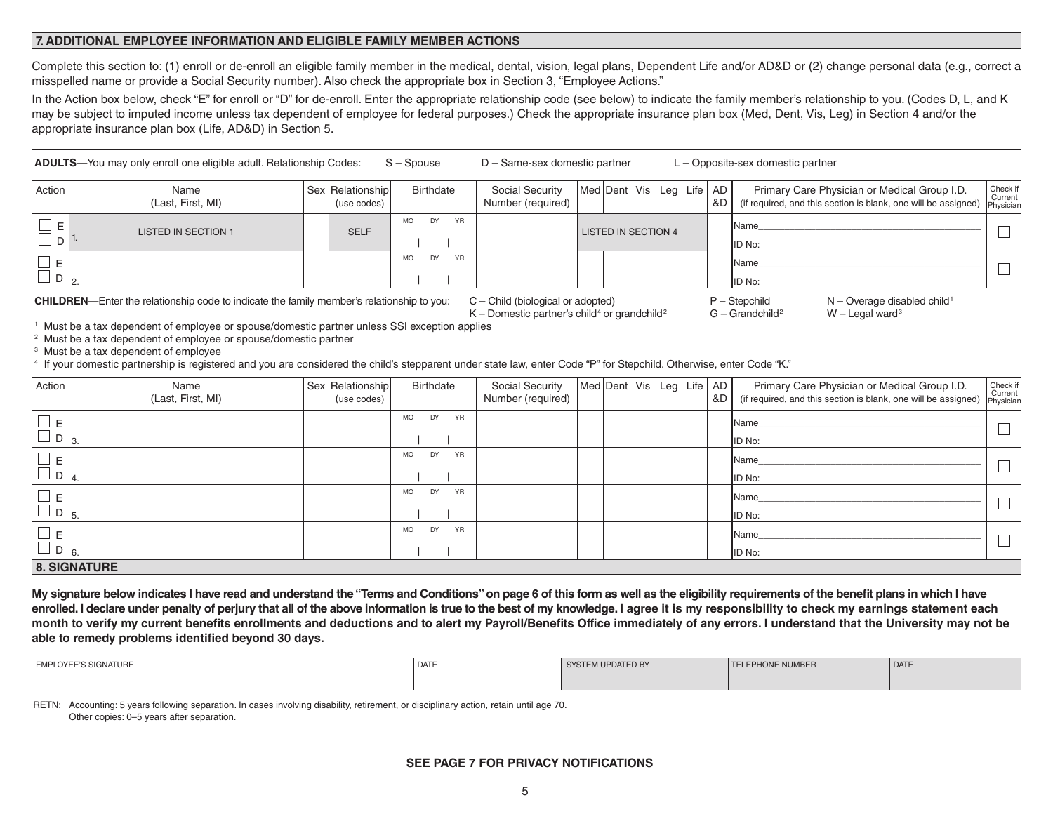## 7. ADDITIONAL EMPLOYEE INFORMATION AND ELIGIBLE FAMILY MEMBER ACTIONS

Complete this section to: (1) enroll or de-enroll an eligible family member in the medical, dental, vision, legal plans, Dependent Life and/or AD&D or (2) change personal data (e.g., correct a misspelled name or provide a Social Security number). Also check the appropriate box in Section 3, "Employee Actions."

In the Action box below, check "E" for enroll or "D" for de-enroll. Enter the appropriate relationship code (see below) to indicate the family member's relationship to you. (Codes D, L, and K may be subject to imputed income unless tax dependent of employee for federal purposes.) Check the appropriate insurance plan box (Med, Dent, Vis, Leg) in Section 4 and/or the appropriate insurance plan box (Life, AD&D) in Section 5.

**ADULTS**—You may only enroll one eligible adult. Relationship Codes: S – Spouse D – Same-sex domestic partner L – Opposite-sex domestic partner

| Action | Name (Last, First, MI) | Sex | Relationship (use codes) | Birthdate | Social Security Number (required) | Med | Dent | Vis | Leg | Life | AD&D | Primary Care Physician or Medical Group I.D. (if required, and this section is blank, one will be assigned) | Check if Current Physician |
|---|---|---|---|---|---|---|---|---|---|---|---|---|---|
| ☐ E ☐ D | 1. LISTED IN SECTION 1 | | SELF | MO DY YR | | LISTED IN SECTION 4 | | | | | | Name ID No: | ☐ |
| ☐ E ☐ D | 2. | | | MO DY YR | | | | | | | | Name ID No: | ☐ |

**CHILDREN**—Enter the relationship code to indicate the family member's relationship to you: C – Child (biological or adopted) K – Domestic partner's child[4] or grandchild[2] P – Stepchild G – Grandchild[2] N – Overage disabled child[1] W – Legal ward[3]

[1] Must be a tax dependent of employee or spouse/domestic partner unless SSI exception applies
[2] Must be a tax dependent of employee or spouse/domestic partner
[3] Must be a tax dependent of employee
[4] If your domestic partnership is registered and you are considered the child's stepparent under state law, enter Code "P" for Stepchild. Otherwise, enter Code "K."

| Action | Name (Last, First, MI) | Sex | Relationship (use codes) | Birthdate | Social Security Number (required) | Med | Dent | Vis | Leg | Life | AD&D | Primary Care Physician or Medical Group I.D. (if required, and this section is blank, one will be assigned) | Check if Current Physician |
|---|---|---|---|---|---|---|---|---|---|---|---|---|---|
| ☐ E ☐ D | 3. | | | MO DY YR | | | | | | | | Name ID No: | ☐ |
| ☐ E ☐ D | 4. | | | MO DY YR | | | | | | | | Name ID No: | ☐ |
| ☐ E ☐ D | 5. | | | MO DY YR | | | | | | | | Name ID No: | ☐ |
| ☐ E ☐ D | 6. | | | MO DY YR | | | | | | | | Name ID No: | ☐ |

## 8. SIGNATURE

**My signature below indicates I have read and understand the "Terms and Conditions" on page 6 of this form as well as the eligibility requirements of the benefit plans in which I have enrolled. I declare under penalty of perjury that all of the above information is true to the best of my knowledge. I agree it is my responsibility to check my earnings statement each month to verify my current benefits enrollments and deductions and to alert my Payroll/Benefits Office immediately of any errors. I understand that the University may not be able to remedy problems identified beyond 30 days.**

| EMPLOYEE'S SIGNATURE | DATE | SYSTEM UPDATED BY | TELEPHONE NUMBER | DATE |
|---|---|---|---|---|
| | | | | |

RETN: Accounting: 5 years following separation. In cases involving disability, retirement, or disciplinary action, retain until age 70.
Other copies: 0–5 years after separation.

**SEE PAGE 7 FOR PRIVACY NOTIFICATIONS**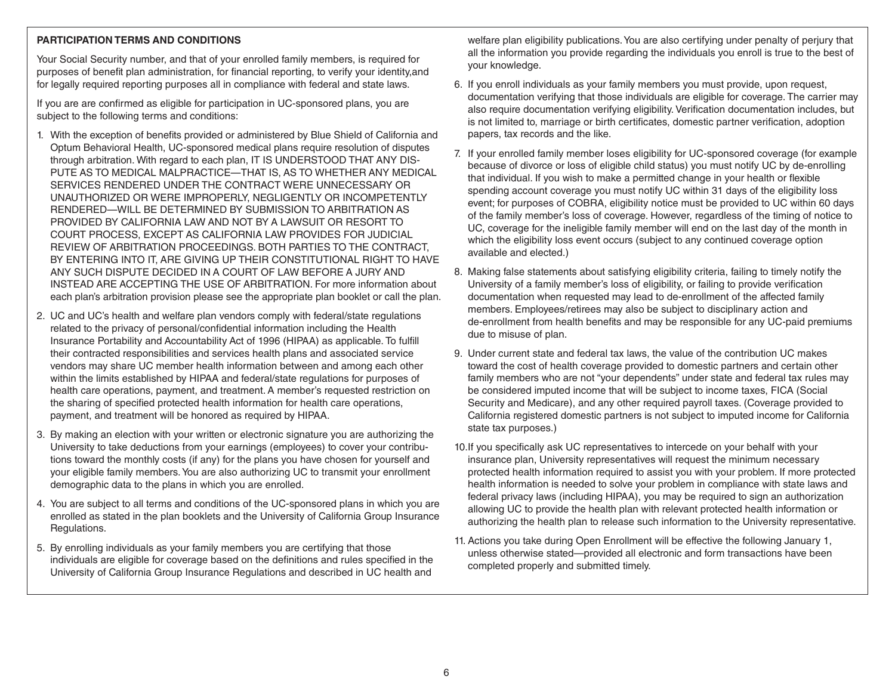**PARTICIPATION TERMS AND CONDITIONS**

Your Social Security number, and that of your enrolled family members, is required for purposes of benefit plan administration, for financial reporting, to verify your identity,and for legally required reporting purposes all in compliance with federal and state laws.

If you are are confirmed as eligible for participation in UC-sponsored plans, you are subject to the following terms and conditions:

1. With the exception of benefits provided or administered by Blue Shield of California and Optum Behavioral Health, UC-sponsored medical plans require resolution of disputes through arbitration. With regard to each plan, IT IS UNDERSTOOD THAT ANY DISPUTE AS TO MEDICAL MALPRACTICE—THAT IS, AS TO WHETHER ANY MEDICAL SERVICES RENDERED UNDER THE CONTRACT WERE UNNECESSARY OR UNAUTHORIZED OR WERE IMPROPERLY, NEGLIGENTLY OR INCOMPETENTLY RENDERED—WILL BE DETERMINED BY SUBMISSION TO ARBITRATION AS PROVIDED BY CALIFORNIA LAW AND NOT BY A LAWSUIT OR RESORT TO COURT PROCESS, EXCEPT AS CALIFORNIA LAW PROVIDES FOR JUDICIAL REVIEW OF ARBITRATION PROCEEDINGS. BOTH PARTIES TO THE CONTRACT, BY ENTERING INTO IT, ARE GIVING UP THEIR CONSTITUTIONAL RIGHT TO HAVE ANY SUCH DISPUTE DECIDED IN A COURT OF LAW BEFORE A JURY AND INSTEAD ARE ACCEPTING THE USE OF ARBITRATION. For more information about each plan's arbitration provision please see the appropriate plan booklet or call the plan.

2. UC and UC's health and welfare plan vendors comply with federal/state regulations related to the privacy of personal/confidential information including the Health Insurance Portability and Accountability Act of 1996 (HIPAA) as applicable. To fulfill their contracted responsibilities and services health plans and associated service vendors may share UC member health information between and among each other within the limits established by HIPAA and federal/state regulations for purposes of health care operations, payment, and treatment. A member's requested restriction on the sharing of specified protected health information for health care operations, payment, and treatment will be honored as required by HIPAA.

3. By making an election with your written or electronic signature you are authorizing the University to take deductions from your earnings (employees) to cover your contributions toward the monthly costs (if any) for the plans you have chosen for yourself and your eligible family members. You are also authorizing UC to transmit your enrollment demographic data to the plans in which you are enrolled.

4. You are subject to all terms and conditions of the UC-sponsored plans in which you are enrolled as stated in the plan booklets and the University of California Group Insurance Regulations.

5. By enrolling individuals as your family members you are certifying that those individuals are eligible for coverage based on the definitions and rules specified in the University of California Group Insurance Regulations and described in UC health and welfare plan eligibility publications. You are also certifying under penalty of perjury that all the information you provide regarding the individuals you enroll is true to the best of your knowledge.

6. If you enroll individuals as your family members you must provide, upon request, documentation verifying that those individuals are eligible for coverage. The carrier may also require documentation verifying eligibility. Verification documentation includes, but is not limited to, marriage or birth certificates, domestic partner verification, adoption papers, tax records and the like.

7. If your enrolled family member loses eligibility for UC-sponsored coverage (for example because of divorce or loss of eligible child status) you must notify UC by de-enrolling that individual. If you wish to make a permitted change in your health or flexible spending account coverage you must notify UC within 31 days of the eligibility loss event; for purposes of COBRA, eligibility notice must be provided to UC within 60 days of the family member's loss of coverage. However, regardless of the timing of notice to UC, coverage for the ineligible family member will end on the last day of the month in which the eligibility loss event occurs (subject to any continued coverage option available and elected.)

8. Making false statements about satisfying eligibility criteria, failing to timely notify the University of a family member's loss of eligibility, or failing to provide verification documentation when requested may lead to de-enrollment of the affected family members. Employees/retirees may also be subject to disciplinary action and de-enrollment from health benefits and may be responsible for any UC-paid premiums due to misuse of plan.

9. Under current state and federal tax laws, the value of the contribution UC makes toward the cost of health coverage provided to domestic partners and certain other family members who are not "your dependents" under state and federal tax rules may be considered imputed income that will be subject to income taxes, FICA (Social Security and Medicare), and any other required payroll taxes. (Coverage provided to California registered domestic partners is not subject to imputed income for California state tax purposes.)

10. If you specifically ask UC representatives to intercede on your behalf with your insurance plan, University representatives will request the minimum necessary protected health information required to assist you with your problem. If more protected health information is needed to solve your problem in compliance with state laws and federal privacy laws (including HIPAA), you may be required to sign an authorization allowing UC to provide the health plan with relevant protected health information or authorizing the health plan to release such information to the University representative.

11. Actions you take during Open Enrollment will be effective the following January 1, unless otherwise stated—provided all electronic and form transactions have been completed properly and submitted timely.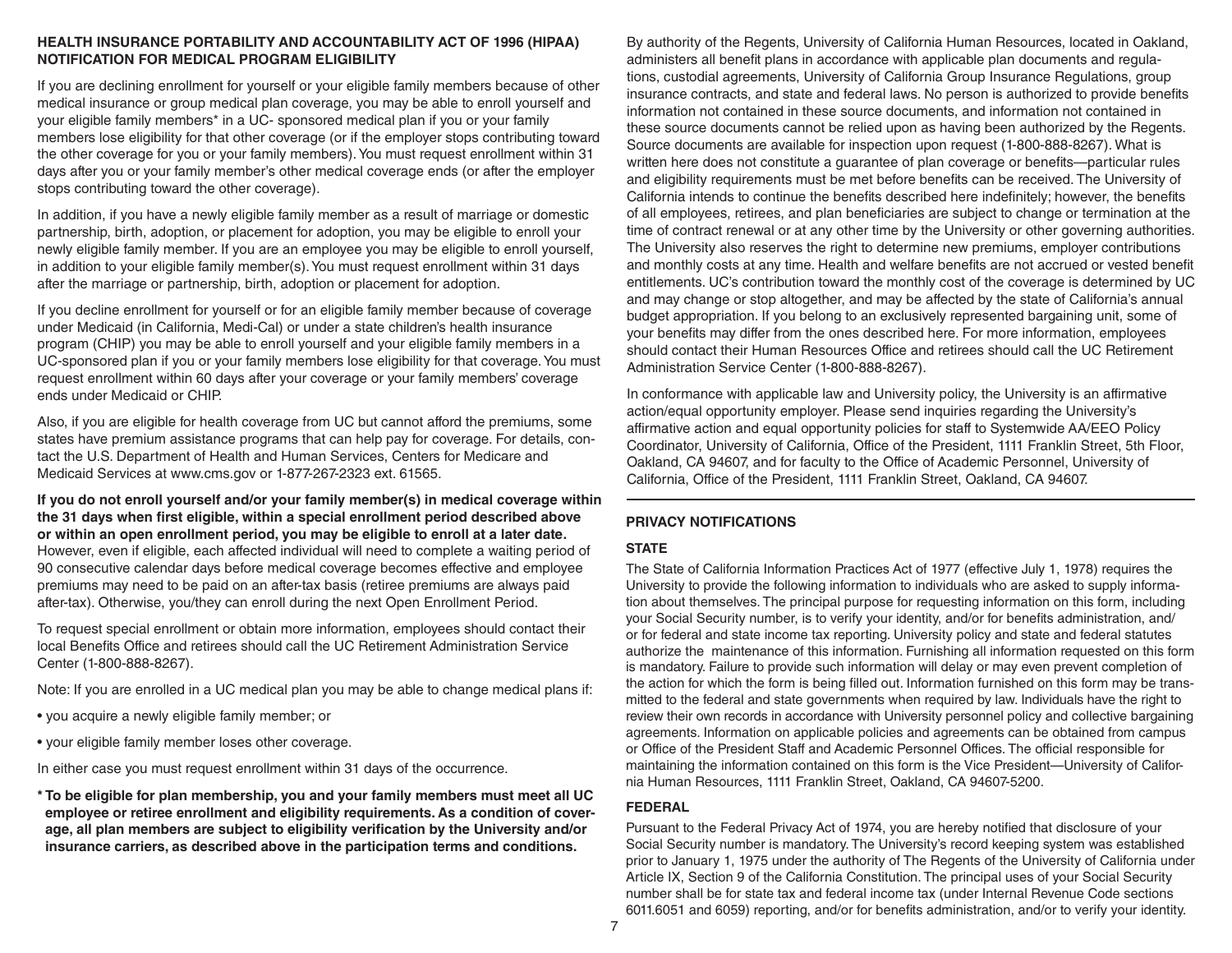## HEALTH INSURANCE PORTABILITY AND ACCOUNTABILITY ACT OF 1996 (HIPAA) NOTIFICATION FOR MEDICAL PROGRAM ELIGIBILITY

If you are declining enrollment for yourself or your eligible family members because of other medical insurance or group medical plan coverage, you may be able to enroll yourself and your eligible family members* in a UC- sponsored medical plan if you or your family members lose eligibility for that other coverage (or if the employer stops contributing toward the other coverage for you or your family members). You must request enrollment within 31 days after you or your family member's other medical coverage ends (or after the employer stops contributing toward the other coverage).

In addition, if you have a newly eligible family member as a result of marriage or domestic partnership, birth, adoption, or placement for adoption, you may be eligible to enroll your newly eligible family member. If you are an employee you may be eligible to enroll yourself, in addition to your eligible family member(s). You must request enrollment within 31 days after the marriage or partnership, birth, adoption or placement for adoption.

If you decline enrollment for yourself or for an eligible family member because of coverage under Medicaid (in California, Medi-Cal) or under a state children's health insurance program (CHIP) you may be able to enroll yourself and your eligible family members in a UC-sponsored plan if you or your family members lose eligibility for that coverage. You must request enrollment within 60 days after your coverage or your family members' coverage ends under Medicaid or CHIP.

Also, if you are eligible for health coverage from UC but cannot afford the premiums, some states have premium assistance programs that can help pay for coverage. For details, contact the U.S. Department of Health and Human Services, Centers for Medicare and Medicaid Services at www.cms.gov or 1-877-267-2323 ext. 61565.

**If you do not enroll yourself and/or your family member(s) in medical coverage within the 31 days when first eligible, within a special enrollment period described above or within an open enrollment period, you may be eligible to enroll at a later date.** However, even if eligible, each affected individual will need to complete a waiting period of 90 consecutive calendar days before medical coverage becomes effective and employee premiums may need to be paid on an after-tax basis (retiree premiums are always paid after-tax). Otherwise, you/they can enroll during the next Open Enrollment Period.

To request special enrollment or obtain more information, employees should contact their local Benefits Office and retirees should call the UC Retirement Administration Service Center (1-800-888-8267).

Note: If you are enrolled in a UC medical plan you may be able to change medical plans if:

- you acquire a newly eligible family member; or
- your eligible family member loses other coverage.

In either case you must request enrollment within 31 days of the occurrence.

**\* To be eligible for plan membership, you and your family members must meet all UC employee or retiree enrollment and eligibility requirements. As a condition of coverage, all plan members are subject to eligibility verification by the University and/or insurance carriers, as described above in the participation terms and conditions.**

By authority of the Regents, University of California Human Resources, located in Oakland, administers all benefit plans in accordance with applicable plan documents and regulations, custodial agreements, University of California Group Insurance Regulations, group insurance contracts, and state and federal laws. No person is authorized to provide benefits information not contained in these source documents, and information not contained in these source documents cannot be relied upon as having been authorized by the Regents. Source documents are available for inspection upon request (1-800-888-8267). What is written here does not constitute a guarantee of plan coverage or benefits—particular rules and eligibility requirements must be met before benefits can be received. The University of California intends to continue the benefits described here indefinitely; however, the benefits of all employees, retirees, and plan beneficiaries are subject to change or termination at the time of contract renewal or at any other time by the University or other governing authorities. The University also reserves the right to determine new premiums, employer contributions and monthly costs at any time. Health and welfare benefits are not accrued or vested benefit entitlements. UC's contribution toward the monthly cost of the coverage is determined by UC and may change or stop altogether, and may be affected by the state of California's annual budget appropriation. If you belong to an exclusively represented bargaining unit, some of your benefits may differ from the ones described here. For more information, employees should contact their Human Resources Office and retirees should call the UC Retirement Administration Service Center (1-800-888-8267).

In conformance with applicable law and University policy, the University is an affirmative action/equal opportunity employer. Please send inquiries regarding the University's affirmative action and equal opportunity policies for staff to Systemwide AA/EEO Policy Coordinator, University of California, Office of the President, 1111 Franklin Street, 5th Floor, Oakland, CA 94607, and for faculty to the Office of Academic Personnel, University of California, Office of the President, 1111 Franklin Street, Oakland, CA 94607.

## PRIVACY NOTIFICATIONS

### STATE

The State of California Information Practices Act of 1977 (effective July 1, 1978) requires the University to provide the following information to individuals who are asked to supply information about themselves. The principal purpose for requesting information on this form, including your Social Security number, is to verify your identity, and/or for benefits administration, and/or for federal and state income tax reporting. University policy and state and federal statutes authorize the maintenance of this information. Furnishing all information requested on this form is mandatory. Failure to provide such information will delay or may even prevent completion of the action for which the form is being filled out. Information furnished on this form may be transmitted to the federal and state governments when required by law. Individuals have the right to review their own records in accordance with University personnel policy and collective bargaining agreements. Information on applicable policies and agreements can be obtained from campus or Office of the President Staff and Academic Personnel Offices. The official responsible for maintaining the information contained on this form is the Vice President—University of California Human Resources, 1111 Franklin Street, Oakland, CA 94607-5200.

### FEDERAL

Pursuant to the Federal Privacy Act of 1974, you are hereby notified that disclosure of your Social Security number is mandatory. The University's record keeping system was established prior to January 1, 1975 under the authority of The Regents of the University of California under Article IX, Section 9 of the California Constitution. The principal uses of your Social Security number shall be for state tax and federal income tax (under Internal Revenue Code sections 6011.6051 and 6059) reporting, and/or for benefits administration, and/or to verify your identity.